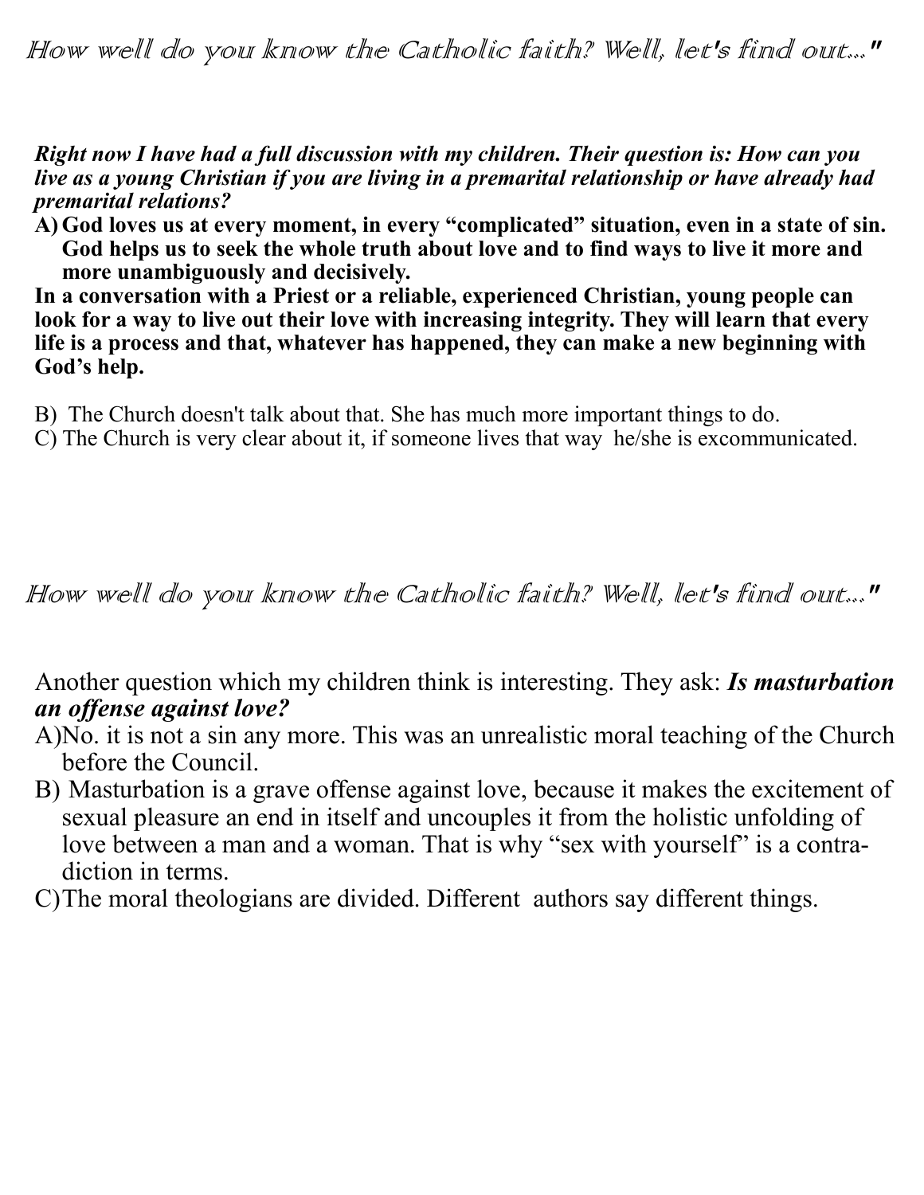How well do you know the Catholic faith? Well, let's find out..."

***Right now I have had a full discussion with my children. Their question is: How can you live as a young Christian if you are living in a premarital relationship or have already had premarital relations?***

**A) God loves us at every moment, in every "complicated" situation, even in a state of sin. God helps us to seek the whole truth about love and to find ways to live it more and more unambiguously and decisively.**

**In a conversation with a Priest or a reliable, experienced Christian, young people can look for a way to live out their love with increasing integrity. They will learn that every life is a process and that, whatever has happened, they can make a new beginning with God's help.**

B) The Church doesn't talk about that. She has much more important things to do.

C) The Church is very clear about it, if someone lives that way he/she is excommunicated.

How well do you know the Catholic faith? Well, let's find out..."

Another question which my children think is interesting. They ask: ***Is masturbation an offense against love?***

A) No. it is not a sin any more. This was an unrealistic moral teaching of the Church before the Council.

B) Masturbation is a grave offense against love, because it makes the excitement of sexual pleasure an end in itself and uncouples it from the holistic unfolding of love between a man and a woman. That is why "sex with yourself" is a contradiction in terms.

C) The moral theologians are divided. Different authors say different things.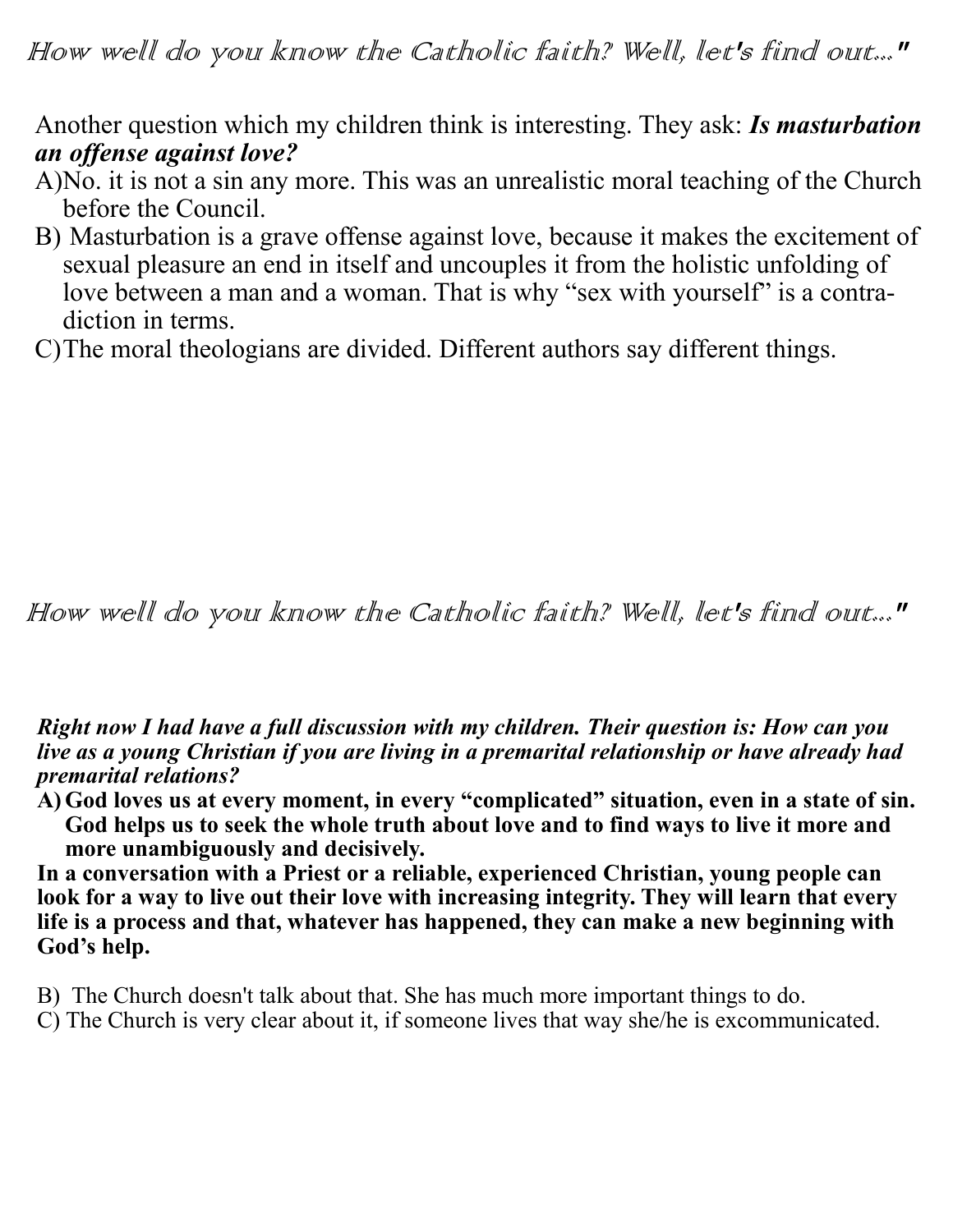*How well do you know the Catholic faith? Well, let's find out..."*

Another question which my children think is interesting. They ask: ***Is masturbation an offense against love?***

A)No. it is not a sin any more. This was an unrealistic moral teaching of the Church before the Council.

B) Masturbation is a grave offense against love, because it makes the excitement of sexual pleasure an end in itself and uncouples it from the holistic unfolding of love between a man and a woman. That is why “sex with yourself” is a contradiction in terms.

C)The moral theologians are divided. Different authors say different things.

*How well do you know the Catholic faith? Well, let's find out..."*

***Right now I had have a full discussion with my children. Their question is: How can you live as a young Christian if you are living in a premarital relationship or have already had premarital relations?***

**A) God loves us at every moment, in every “complicated” situation, even in a state of sin. God helps us to seek the whole truth about love and to find ways to live it more and more unambiguously and decisively.**

**In a conversation with a Priest or a reliable, experienced Christian, young people can look for a way to live out their love with increasing integrity. They will learn that every life is a process and that, whatever has happened, they can make a new beginning with God’s help.**

B) The Church doesn't talk about that. She has much more important things to do.

C) The Church is very clear about it, if someone lives that way she/he is excommunicated.